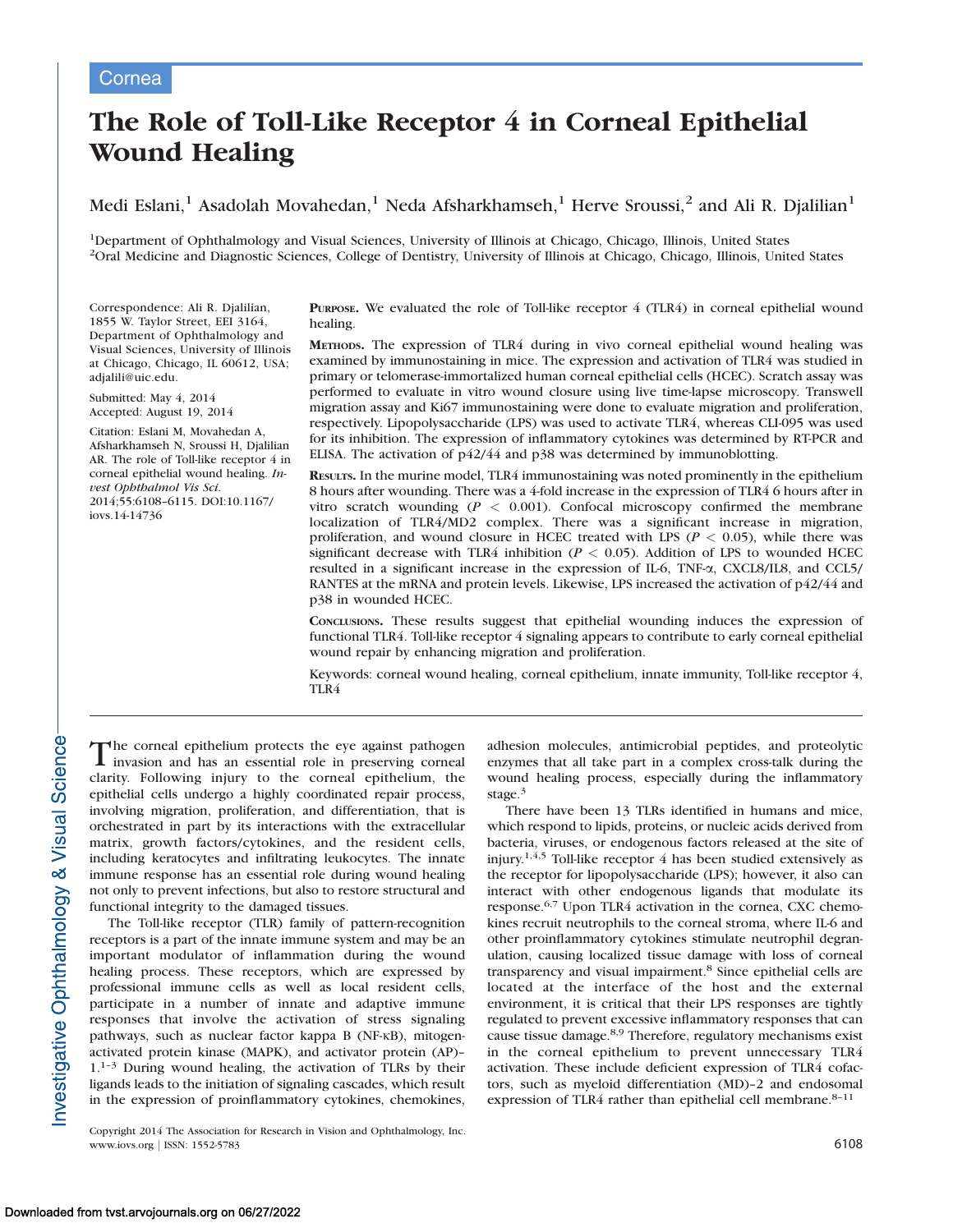Cornea

# The Role of Toll-Like Receptor 4 in Corneal Epithelial Wound Healing

Medi Eslani,[1] Asadolah Movahedan,[1] Neda Afsharkhamseh,[1] Herve Sroussi,[2] and Ali R. Djalilian[1]

[1]Department of Ophthalmology and Visual Sciences, University of Illinois at Chicago, Chicago, Illinois, United States
[2]Oral Medicine and Diagnostic Sciences, College of Dentistry, University of Illinois at Chicago, Chicago, Illinois, United States

Correspondence: Ali R. Djalilian, 1855 W. Taylor Street, EEI 3164, Department of Ophthalmology and Visual Sciences, University of Illinois at Chicago, Chicago, IL 60612, USA; adjalili@uic.edu.

Submitted: May 4, 2014
Accepted: August 19, 2014

Citation: Eslani M, Movahedan A, Afsharkhamseh N, Sroussi H, Djalilian AR. The role of Toll-like receptor 4 in corneal epithelial wound healing. *Invest Ophthalmol Vis Sci.* 2014;55:6108–6115. DOI:10.1167/iovs.14-14736

**Purpose.** We evaluated the role of Toll-like receptor 4 (TLR4) in corneal epithelial wound healing.

**Methods.** The expression of TLR4 during in vivo corneal epithelial wound healing was examined by immunostaining in mice. The expression and activation of TLR4 was studied in primary or telomerase-immortalized human corneal epithelial cells (HCEC). Scratch assay was performed to evaluate in vitro wound closure using live time-lapse microscopy. Transwell migration assay and Ki67 immunostaining were done to evaluate migration and proliferation, respectively. Lipopolysaccharide (LPS) was used to activate TLR4, whereas CLI-095 was used for its inhibition. The expression of inflammatory cytokines was determined by RT-PCR and ELISA. The activation of p42/44 and p38 was determined by immunoblotting.

**Results.** In the murine model, TLR4 immunostaining was noted prominently in the epithelium 8 hours after wounding. There was a 4-fold increase in the expression of TLR4 6 hours after in vitro scratch wounding ($P < 0.001$). Confocal microscopy confirmed the membrane localization of TLR4/MD2 complex. There was a significant increase in migration, proliferation, and wound closure in HCEC treated with LPS ($P < 0.05$), while there was significant decrease with TLR4 inhibition ($P < 0.05$). Addition of LPS to wounded HCEC resulted in a significant increase in the expression of IL-6, TNF-α, CXCL8/IL8, and CCL5/RANTES at the mRNA and protein levels. Likewise, LPS increased the activation of p42/44 and p38 in wounded HCEC.

**Conclusions.** These results suggest that epithelial wounding induces the expression of functional TLR4. Toll-like receptor 4 signaling appears to contribute to early corneal epithelial wound repair by enhancing migration and proliferation.

Keywords: corneal wound healing, corneal epithelium, innate immunity, Toll-like receptor 4, TLR4

The corneal epithelium protects the eye against pathogen invasion and has an essential role in preserving corneal clarity. Following injury to the corneal epithelium, the epithelial cells undergo a highly coordinated repair process, involving migration, proliferation, and differentiation, that is orchestrated in part by its interactions with the extracellular matrix, growth factors/cytokines, and the resident cells, including keratocytes and infiltrating leukocytes. The innate immune response has an essential role during wound healing not only to prevent infections, but also to restore structural and functional integrity to the damaged tissues.

The Toll-like receptor (TLR) family of pattern-recognition receptors is a part of the innate immune system and may be an important modulator of inflammation during the wound healing process. These receptors, which are expressed by professional immune cells as well as local resident cells, participate in a number of innate and adaptive immune responses that involve the activation of stress signaling pathways, such as nuclear factor kappa B (NF-κB), mitogen-activated protein kinase (MAPK), and activator protein (AP)–1.[1–3] During wound healing, the activation of TLRs by their ligands leads to the initiation of signaling cascades, which result in the expression of proinflammatory cytokines, chemokines, adhesion molecules, antimicrobial peptides, and proteolytic enzymes that all take part in a complex cross-talk during the wound healing process, especially during the inflammatory stage.[3]

There have been 13 TLRs identified in humans and mice, which respond to lipids, proteins, or nucleic acids derived from bacteria, viruses, or endogenous factors released at the site of injury.[1,4,5] Toll-like receptor 4 has been studied extensively as the receptor for lipopolysaccharide (LPS); however, it also can interact with other endogenous ligands that modulate its response.[6,7] Upon TLR4 activation in the cornea, CXC chemokines recruit neutrophils to the corneal stroma, where IL-6 and other proinflammatory cytokines stimulate neutrophil degranulation, causing localized tissue damage with loss of corneal transparency and visual impairment.[8] Since epithelial cells are located at the interface of the host and the external environment, it is critical that their LPS responses are tightly regulated to prevent excessive inflammatory responses that can cause tissue damage.[8,9] Therefore, regulatory mechanisms exist in the corneal epithelium to prevent unnecessary TLR4 activation. These include deficient expression of TLR4 cofactors, such as myeloid differentiation (MD)–2 and endosomal expression of TLR4 rather than epithelial cell membrane.[8–11]

Copyright 2014 The Association for Research in Vision and Ophthalmology, Inc.
www.iovs.org | ISSN: 1552-5783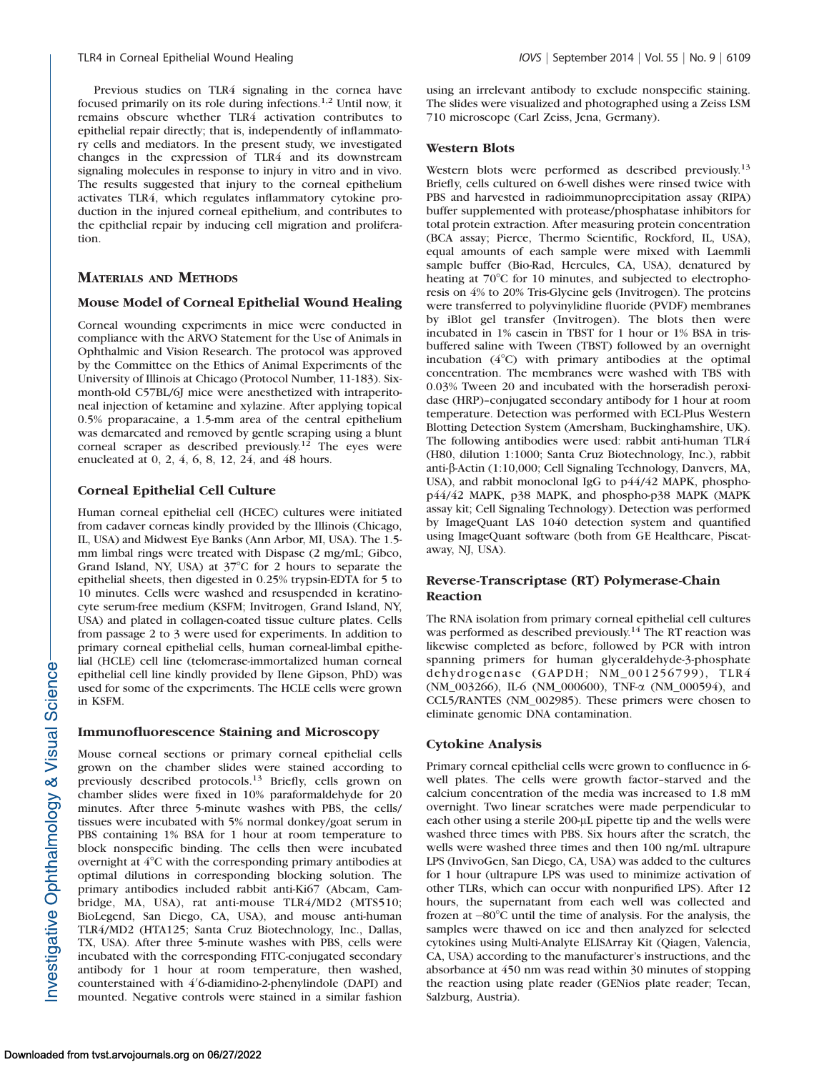Previous studies on TLR4 signaling in the cornea have focused primarily on its role during infections.[1,2] Until now, it remains obscure whether TLR4 activation contributes to epithelial repair directly; that is, independently of inflammatory cells and mediators. In the present study, we investigated changes in the expression of TLR4 and its downstream signaling molecules in response to injury in vitro and in vivo. The results suggested that injury to the corneal epithelium activates TLR4, which regulates inflammatory cytokine production in the injured corneal epithelium, and contributes to the epithelial repair by inducing cell migration and proliferation.

## MATERIALS AND METHODS

### Mouse Model of Corneal Epithelial Wound Healing

Corneal wounding experiments in mice were conducted in compliance with the ARVO Statement for the Use of Animals in Ophthalmic and Vision Research. The protocol was approved by the Committee on the Ethics of Animal Experiments of the University of Illinois at Chicago (Protocol Number, 11-183). Six-month-old C57BL/6J mice were anesthetized with intraperitoneal injection of ketamine and xylazine. After applying topical 0.5% proparacaine, a 1.5-mm area of the central epithelium was demarcated and removed by gentle scraping using a blunt corneal scraper as described previously.[12] The eyes were enucleated at 0, 2, 4, 6, 8, 12, 24, and 48 hours.

### Corneal Epithelial Cell Culture

Human corneal epithelial cell (HCEC) cultures were initiated from cadaver corneas kindly provided by the Illinois (Chicago, IL, USA) and Midwest Eye Banks (Ann Arbor, MI, USA). The 1.5-mm limbal rings were treated with Dispase (2 mg/mL; Gibco, Grand Island, NY, USA) at 37°C for 2 hours to separate the epithelial sheets, then digested in 0.25% trypsin-EDTA for 5 to 10 minutes. Cells were washed and resuspended in keratinocyte serum-free medium (KSFM; Invitrogen, Grand Island, NY, USA) and plated in collagen-coated tissue culture plates. Cells from passage 2 to 3 were used for experiments. In addition to primary corneal epithelial cells, human corneal-limbal epithelial (HCLE) cell line (telomerase-immortalized human corneal epithelial cell line kindly provided by Ilene Gipson, PhD) was used for some of the experiments. The HCLE cells were grown in KSFM.

### Immunofluorescence Staining and Microscopy

Mouse corneal sections or primary corneal epithelial cells grown on the chamber slides were stained according to previously described protocols.[13] Briefly, cells grown on chamber slides were fixed in 10% paraformaldehyde for 20 minutes. After three 5-minute washes with PBS, the cells/tissues were incubated with 5% normal donkey/goat serum in PBS containing 1% BSA for 1 hour at room temperature to block nonspecific binding. The cells then were incubated overnight at 4°C with the corresponding primary antibodies at optimal dilutions in corresponding blocking solution. The primary antibodies included rabbit anti-Ki67 (Abcam, Cambridge, MA, USA), rat anti-mouse TLR4/MD2 (MTS510; BioLegend, San Diego, CA, USA), and mouse anti-human TLR4/MD2 (HTA125; Santa Cruz Biotechnology, Inc., Dallas, TX, USA). After three 5-minute washes with PBS, cells were incubated with the corresponding FITC-conjugated secondary antibody for 1 hour at room temperature, then washed, counterstained with 4′6-diamidino-2-phenylindole (DAPI) and mounted. Negative controls were stained in a similar fashion using an irrelevant antibody to exclude nonspecific staining. The slides were visualized and photographed using a Zeiss LSM 710 microscope (Carl Zeiss, Jena, Germany).

### Western Blots

Western blots were performed as described previously.[13] Briefly, cells cultured on 6-well dishes were rinsed twice with PBS and harvested in radioimmunoprecipitation assay (RIPA) buffer supplemented with protease/phosphatase inhibitors for total protein extraction. After measuring protein concentration (BCA assay; Pierce, Thermo Scientific, Rockford, IL, USA), equal amounts of each sample were mixed with Laemmli sample buffer (Bio-Rad, Hercules, CA, USA), denatured by heating at 70°C for 10 minutes, and subjected to electrophoresis on 4% to 20% Tris-Glycine gels (Invitrogen). The proteins were transferred to polyvinylidine fluoride (PVDF) membranes by iBlot gel transfer (Invitrogen). The blots then were incubated in 1% casein in TBST for 1 hour or 1% BSA in tris-buffered saline with Tween (TBST) followed by an overnight incubation (4°C) with primary antibodies at the optimal concentration. The membranes were washed with TBS with 0.03% Tween 20 and incubated with the horseradish peroxidase (HRP)–conjugated secondary antibody for 1 hour at room temperature. Detection was performed with ECL-Plus Western Blotting Detection System (Amersham, Buckinghamshire, UK). The following antibodies were used: rabbit anti-human TLR4 (H80, dilution 1:1000; Santa Cruz Biotechnology, Inc.), rabbit anti-β-Actin (1:10,000; Cell Signaling Technology, Danvers, MA, USA), and rabbit monoclonal IgG to p44/42 MAPK, phospho-p44/42 MAPK, p38 MAPK, and phospho-p38 MAPK (MAPK assay kit; Cell Signaling Technology). Detection was performed by ImageQuant LAS 1040 detection system and quantified using ImageQuant software (both from GE Healthcare, Piscataway, NJ, USA).

### Reverse-Transcriptase (RT) Polymerase-Chain Reaction

The RNA isolation from primary corneal epithelial cell cultures was performed as described previously.[14] The RT reaction was likewise completed as before, followed by PCR with intron spanning primers for human glyceraldehyde-3-phosphate dehydrogenase (GAPDH; NM_001256799), TLR4 (NM_003266), IL-6 (NM_000600), TNF-α (NM_000594), and CCL5/RANTES (NM_002985). These primers were chosen to eliminate genomic DNA contamination.

### Cytokine Analysis

Primary corneal epithelial cells were grown to confluence in 6-well plates. The cells were growth factor–starved and the calcium concentration of the media was increased to 1.8 mM overnight. Two linear scratches were made perpendicular to each other using a sterile 200-μL pipette tip and the wells were washed three times with PBS. Six hours after the scratch, the wells were washed three times and then 100 ng/mL ultrapure LPS (InvivoGen, San Diego, CA, USA) was added to the cultures for 1 hour (ultrapure LPS was used to minimize activation of other TLRs, which can occur with nonpurified LPS). After 12 hours, the supernatant from each well was collected and frozen at −80°C until the time of analysis. For the analysis, the samples were thawed on ice and then analyzed for selected cytokines using Multi-Analyte ELISArray Kit (Qiagen, Valencia, CA, USA) according to the manufacturer's instructions, and the absorbance at 450 nm was read within 30 minutes of stopping the reaction using plate reader (GENios plate reader; Tecan, Salzburg, Austria).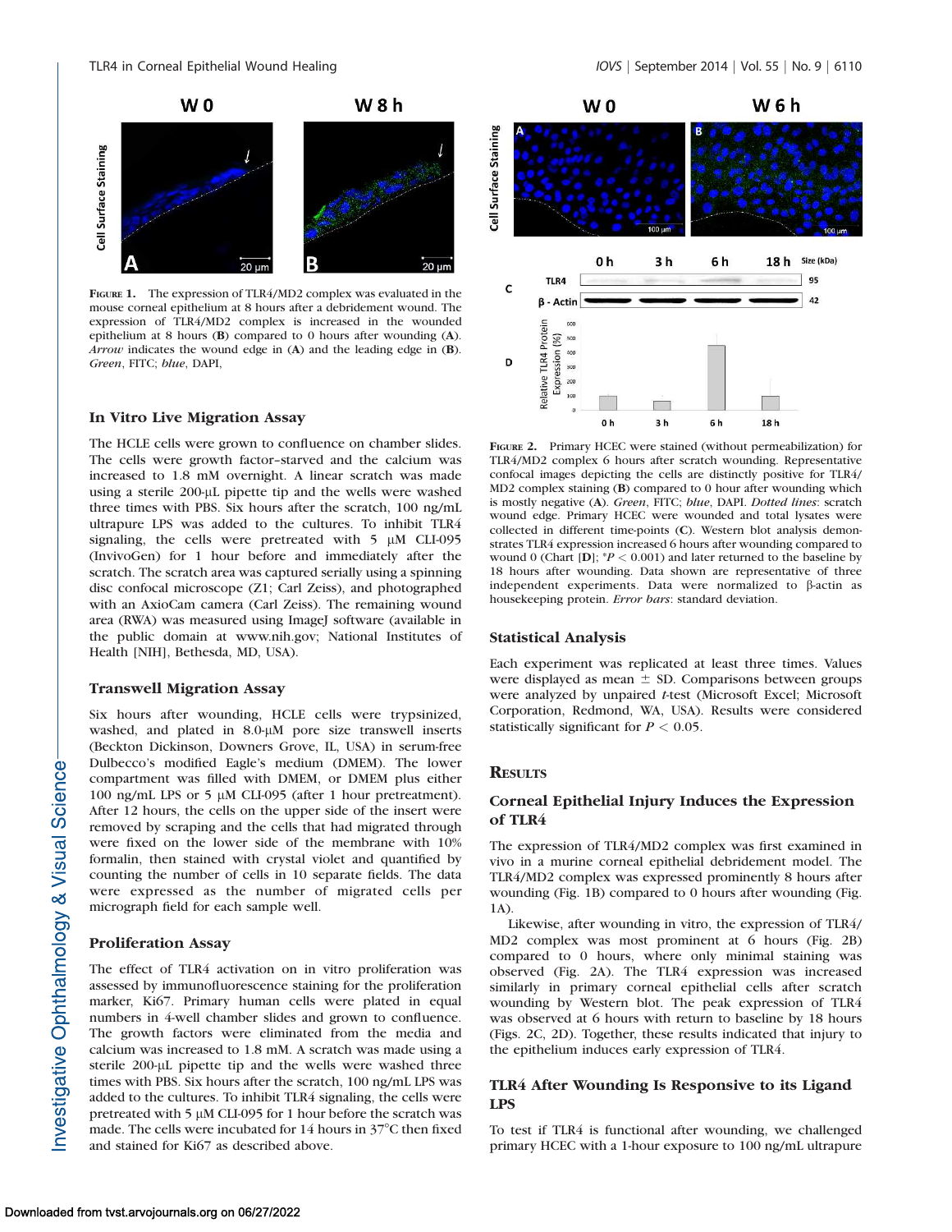**Figure 1.** The expression of TLR4/MD2 complex was evaluated in the mouse corneal epithelium at 8 hours after a debridement wound. The expression of TLR4/MD2 complex is increased in the wounded epithelium at 8 hours (**B**) compared to 0 hours after wounding (**A**). *Arrow* indicates the wound edge in (**A**) and the leading edge in (**B**). *Green*, FITC; *blue*, DAPI,

### In Vitro Live Migration Assay

The HCLE cells were grown to confluence on chamber slides. The cells were growth factor–starved and the calcium was increased to 1.8 mM overnight. A linear scratch was made using a sterile 200-μL pipette tip and the wells were washed three times with PBS. Six hours after the scratch, 100 ng/mL ultrapure LPS was added to the cultures. To inhibit TLR4 signaling, the cells were pretreated with 5 μM CLI-095 (InvivoGen) for 1 hour before and immediately after the scratch. The scratch area was captured serially using a spinning disc confocal microscope (Z1; Carl Zeiss), and photographed with an AxioCam camera (Carl Zeiss). The remaining wound area (RWA) was measured using ImageJ software (available in the public domain at www.nih.gov; National Institutes of Health [NIH], Bethesda, MD, USA).

### Transwell Migration Assay

Six hours after wounding, HCLE cells were trypsinized, washed, and plated in 8.0-μM pore size transwell inserts (Beckton Dickinson, Downers Grove, IL, USA) in serum-free Dulbecco's modified Eagle's medium (DMEM). The lower compartment was filled with DMEM, or DMEM plus either 100 ng/mL LPS or 5 μM CLI-095 (after 1 hour pretreatment). After 12 hours, the cells on the upper side of the insert were removed by scraping and the cells that had migrated through were fixed on the lower side of the membrane with 10% formalin, then stained with crystal violet and quantified by counting the number of cells in 10 separate fields. The data were expressed as the number of migrated cells per micrograph field for each sample well.

### Proliferation Assay

The effect of TLR4 activation on in vitro proliferation was assessed by immunofluorescence staining for the proliferation marker, Ki67. Primary human cells were plated in equal numbers in 4-well chamber slides and grown to confluence. The growth factors were eliminated from the media and calcium was increased to 1.8 mM. A scratch was made using a sterile 200-μL pipette tip and the wells were washed three times with PBS. Six hours after the scratch, 100 ng/mL LPS was added to the cultures. To inhibit TLR4 signaling, the cells were pretreated with 5 μM CLI-095 for 1 hour before the scratch was made. The cells were incubated for 14 hours in 37°C then fixed and stained for Ki67 as described above.

**Figure 2.** Primary HCEC were stained (without permeabilization) for TLR4/MD2 complex 6 hours after scratch wounding. Representative confocal images depicting the cells are distinctly positive for TLR4/MD2 complex staining (**B**) compared to 0 hour after wounding which is mostly negative (**A**). *Green*, FITC; *blue*, DAPI. *Dotted lines*: scratch wound edge. Primary HCEC were wounded and total lysates were collected in different time-points (**C**). Western blot analysis demonstrates TLR4 expression increased 6 hours after wounding compared to wound 0 (Chart [**D**]; $^*P < 0.001$) and later returned to the baseline by 18 hours after wounding. Data shown are representative of three independent experiments. Data were normalized to β-actin as housekeeping protein. *Error bars*: standard deviation.

### Statistical Analysis

Each experiment was replicated at least three times. Values were displayed as mean ± SD. Comparisons between groups were analyzed by unpaired *t*-test (Microsoft Excel; Microsoft Corporation, Redmond, WA, USA). Results were considered statistically significant for $P < 0.05$.

## Results

### Corneal Epithelial Injury Induces the Expression of TLR4

The expression of TLR4/MD2 complex was first examined in vivo in a murine corneal epithelial debridement model. The TLR4/MD2 complex was expressed prominently 8 hours after wounding (Fig. 1B) compared to 0 hours after wounding (Fig. 1A).

Likewise, after wounding in vitro, the expression of TLR4/MD2 complex was most prominent at 6 hours (Fig. 2B) compared to 0 hours, where only minimal staining was observed (Fig. 2A). The TLR4 expression was increased similarly in primary corneal epithelial cells after scratch wounding by Western blot. The peak expression of TLR4 was observed at 6 hours with return to baseline by 18 hours (Figs. 2C, 2D). Together, these results indicated that injury to the epithelium induces early expression of TLR4.

### TLR4 After Wounding Is Responsive to its Ligand LPS

To test if TLR4 is functional after wounding, we challenged primary HCEC with a 1-hour exposure to 100 ng/mL ultrapure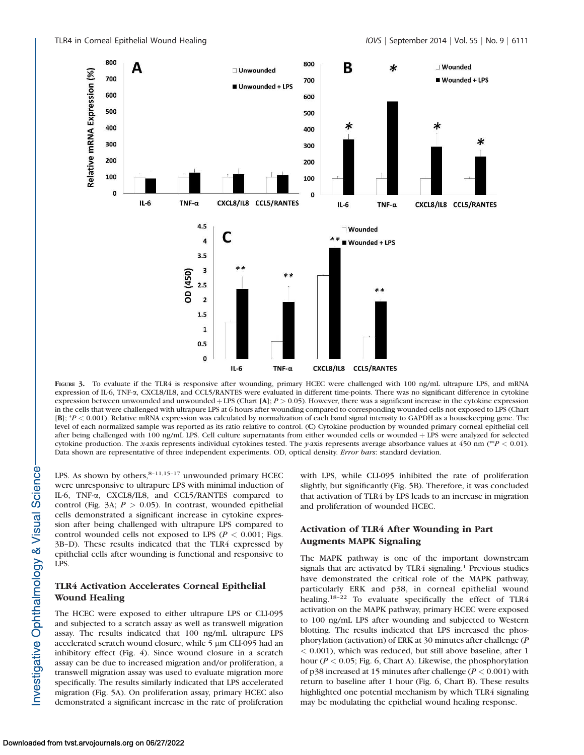FIGURE 3. To evaluate if the TLR4 is responsive after wounding, primary HCEC were challenged with 100 ng/mL ultrapure LPS, and mRNA expression of IL-6, TNF-α, CXCL8/IL8, and CCL5/RANTES were evaluated in different time-points. There was no significant difference in cytokine expression between unwounded and unwounded + LPS (Chart [**A**]; $P > 0.05$). However, there was a significant increase in the cytokine expression in the cells that were challenged with ultrapure LPS at 6 hours after wounding compared to corresponding wounded cells not exposed to LPS (Chart [**B**]; $^{*}P < 0.001$). Relative mRNA expression was calculated by normalization of each band signal intensity to GAPDH as a housekeeping gene. The level of each normalized sample was reported as its ratio relative to control. (**C**) Cytokine production by wounded primary corneal epithelial cell after being challenged with 100 ng/mL LPS. Cell culture supernatants from either wounded cells or wounded + LPS were analyzed for selected cytokine production. The *x*-axis represents individual cytokines tested. The *y*-axis represents average absorbance values at 450 nm ($^{**}P < 0.01$). Data shown are representative of three independent experiments. OD, optical density. *Error bars*: standard deviation.

LPS. As shown by others,[8–11,15–17] unwounded primary HCEC were unresponsive to ultrapure LPS with minimal induction of IL-6, TNF-α, CXCL8/IL8, and CCL5/RANTES compared to control (Fig. 3A; $P > 0.05$). In contrast, wounded epithelial cells demonstrated a significant increase in cytokine expression after being challenged with ultrapure LPS compared to control wounded cells not exposed to LPS ($P < 0.001$; Figs. 3B–D). These results indicated that the TLR4 expressed by epithelial cells after wounding is functional and responsive to LPS.

## TLR4 Activation Accelerates Corneal Epithelial Wound Healing

The HCEC were exposed to either ultrapure LPS or CLI-095 and subjected to a scratch assay as well as transwell migration assay. The results indicated that 100 ng/mL ultrapure LPS accelerated scratch wound closure, while 5 μm CLI-095 had an inhibitory effect (Fig. 4). Since wound closure in a scratch assay can be due to increased migration and/or proliferation, a transwell migration assay was used to evaluate migration more specifically. The results similarly indicated that LPS accelerated migration (Fig. 5A). On proliferation assay, primary HCEC also demonstrated a significant increase in the rate of proliferation with LPS, while CLI-095 inhibited the rate of proliferation slightly, but significantly (Fig. 5B). Therefore, it was concluded that activation of TLR4 by LPS leads to an increase in migration and proliferation of wounded HCEC.

## Activation of TLR4 After Wounding in Part Augments MAPK Signaling

The MAPK pathway is one of the important downstream signals that are activated by TLR4 signaling.[1] Previous studies have demonstrated the critical role of the MAPK pathway, particularly ERK and p38, in corneal epithelial wound healing.[18–22] To evaluate specifically the effect of TLR4 activation on the MAPK pathway, primary HCEC were exposed to 100 ng/mL LPS after wounding and subjected to Western blotting. The results indicated that LPS increased the phosphorylation (activation) of ERK at 30 minutes after challenge ($P < 0.001$), which was reduced, but still above baseline, after 1 hour ($P < 0.05$; Fig. 6, Chart A). Likewise, the phosphorylation of p38 increased at 15 minutes after challenge ($P < 0.001$) with return to baseline after 1 hour (Fig. 6, Chart B). These results highlighted one potential mechanism by which TLR4 signaling may be modulating the epithelial wound healing response.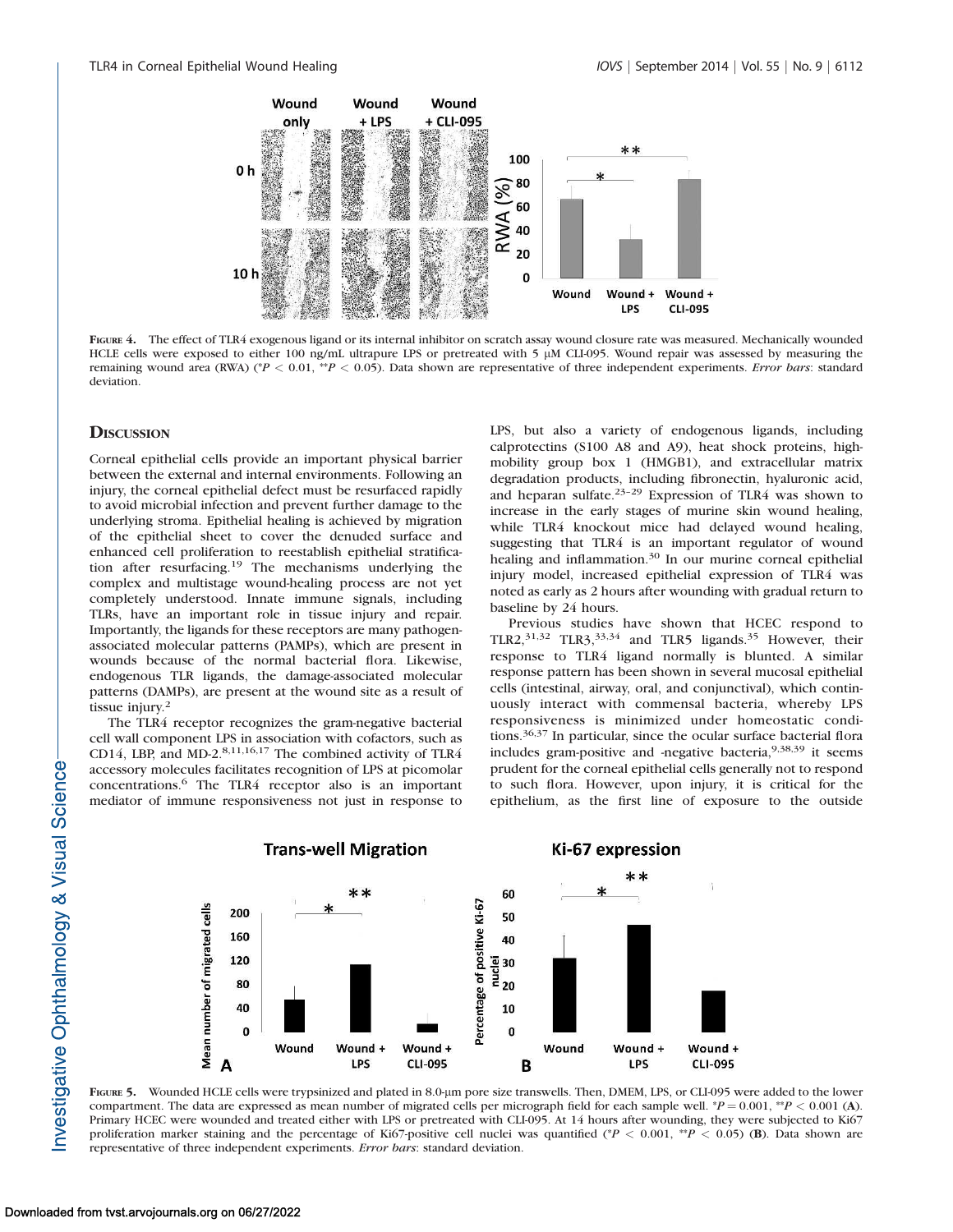**Figure 4.** The effect of TLR4 exogenous ligand or its internal inhibitor on scratch assay wound closure rate was measured. Mechanically wounded HCLE cells were exposed to either 100 ng/mL ultrapure LPS or pretreated with 5 μM CLI-095. Wound repair was assessed by measuring the remaining wound area (RWA) (* $P < 0.01$, ** $P < 0.05$). Data shown are representative of three independent experiments. *Error bars*: standard deviation.

## Discussion

Corneal epithelial cells provide an important physical barrier between the external and internal environments. Following an injury, the corneal epithelial defect must be resurfaced rapidly to avoid microbial infection and prevent further damage to the underlying stroma. Epithelial healing is achieved by migration of the epithelial sheet to cover the denuded surface and enhanced cell proliferation to reestablish epithelial stratification after resurfacing.[19] The mechanisms underlying the complex and multistage wound-healing process are not yet completely understood. Innate immune signals, including TLRs, have an important role in tissue injury and repair. Importantly, the ligands for these receptors are many pathogen-associated molecular patterns (PAMPs), which are present in wounds because of the normal bacterial flora. Likewise, endogenous TLR ligands, the damage-associated molecular patterns (DAMPs), are present at the wound site as a result of tissue injury.[2]

The TLR4 receptor recognizes the gram-negative bacterial cell wall component LPS in association with cofactors, such as CD14, LBP, and MD-2.[8,11,16,17] The combined activity of TLR4 accessory molecules facilitates recognition of LPS at picomolar concentrations.[6] The TLR4 receptor also is an important mediator of immune responsiveness not just in response to LPS, but also a variety of endogenous ligands, including calprotectins (S100 A8 and A9), heat shock proteins, high-mobility group box 1 (HMGB1), and extracellular matrix degradation products, including fibronectin, hyaluronic acid, and heparan sulfate.[23–29] Expression of TLR4 was shown to increase in the early stages of murine skin wound healing, while TLR4 knockout mice had delayed wound healing, suggesting that TLR4 is an important regulator of wound healing and inflammation.[30] In our murine corneal epithelial injury model, increased epithelial expression of TLR4 was noted as early as 2 hours after wounding with gradual return to baseline by 24 hours.

Previous studies have shown that HCEC respond to TLR2,[31,32] TLR3,[33,34] and TLR5 ligands.[35] However, their response to TLR4 ligand normally is blunted. A similar response pattern has been shown in several mucosal epithelial cells (intestinal, airway, oral, and conjunctival), which continuously interact with commensal bacteria, whereby LPS responsiveness is minimized under homeostatic conditions.[36,37] In particular, since the ocular surface bacterial flora includes gram-positive and -negative bacteria,[9,38,39] it seems prudent for the corneal epithelial cells generally not to respond to such flora. However, upon injury, it is critical for the epithelium, as the first line of exposure to the outside

**Figure 5.** Wounded HCLE cells were trypsinized and plated in 8.0-μm pore size transwells. Then, DMEM, LPS, or CLI-095 were added to the lower compartment. The data are expressed as mean number of migrated cells per micrograph field for each sample well. * $P = 0.001$, ** $P < 0.001$ (**A**). Primary HCEC were wounded and treated either with LPS or pretreated with CLI-095. At 14 hours after wounding, they were subjected to Ki67 proliferation marker staining and the percentage of Ki67-positive cell nuclei was quantified (* $P < 0.001$, ** $P < 0.05$) (**B**). Data shown are representative of three independent experiments. *Error bars*: standard deviation.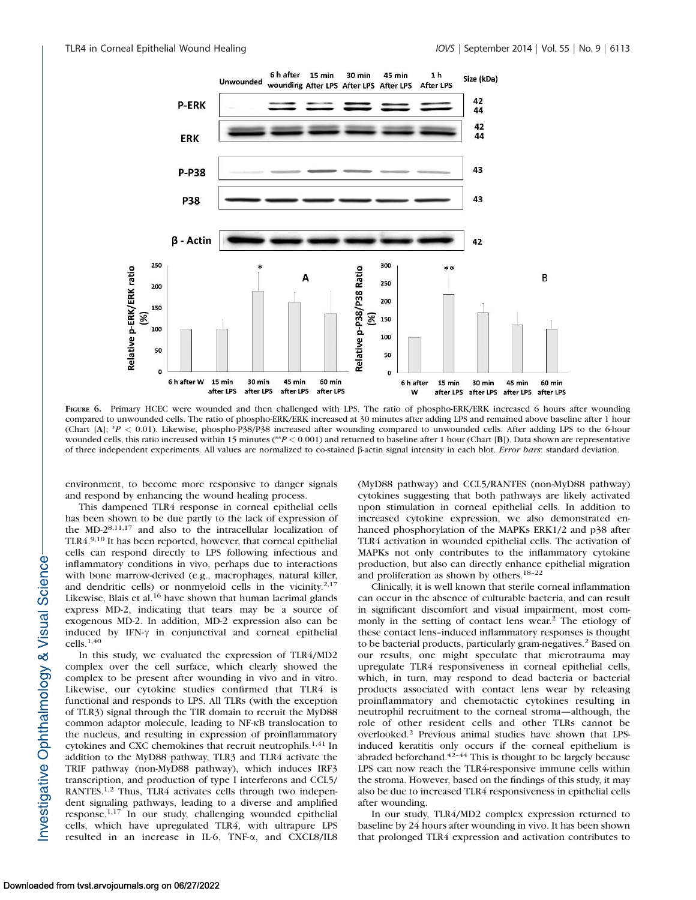**Figure 6.** Primary HCEC were wounded and then challenged with LPS. The ratio of phospho-ERK/ERK increased 6 hours after wounding compared to unwounded cells. The ratio of phospho-ERK/ERK increased at 30 minutes after adding LPS and remained above baseline after 1 hour (Chart [**A**]; *$P < 0.01$). Likewise, phospho-P38/P38 increased after wounding compared to unwounded cells. After adding LPS to the 6-hour wounded cells, this ratio increased within 15 minutes (**$P < 0.001$) and returned to baseline after 1 hour (Chart [**B**]). Data shown are representative of three independent experiments. All values are normalized to co-stained β-actin signal intensity in each blot. *Error bars*: standard deviation.

environment, to become more responsive to danger signals and respond by enhancing the wound healing process.

This dampened TLR4 response in corneal epithelial cells has been shown to be due partly to the lack of expression of the MD-2[8,11,17] and also to the intracellular localization of TLR4.[9,10] It has been reported, however, that corneal epithelial cells can respond directly to LPS following infectious and inflammatory conditions in vivo, perhaps due to interactions with bone marrow-derived (e.g., macrophages, natural killer, and dendritic cells) or nonmyeloid cells in the vicinity.[2,17] Likewise, Blais et al.[16] have shown that human lacrimal glands express MD-2, indicating that tears may be a source of exogenous MD-2. In addition, MD-2 expression also can be induced by IFN-γ in conjunctival and corneal epithelial cells.[1,40]

In this study, we evaluated the expression of TLR4/MD2 complex over the cell surface, which clearly showed the complex to be present after wounding in vivo and in vitro. Likewise, our cytokine studies confirmed that TLR4 is functional and responds to LPS. All TLRs (with the exception of TLR3) signal through the TIR domain to recruit the MyD88 common adaptor molecule, leading to NF-κB translocation to the nucleus, and resulting in expression of proinflammatory cytokines and CXC chemokines that recruit neutrophils.[1,41] In addition to the MyD88 pathway, TLR3 and TLR4 activate the TRIF pathway (non-MyD88 pathway), which induces IRF3 transcription, and production of type I interferons and CCL5/RANTES.[1,2] Thus, TLR4 activates cells through two independent signaling pathways, leading to a diverse and amplified response.[1,17] In our study, challenging wounded epithelial cells, which have upregulated TLR4, with ultrapure LPS resulted in an increase in IL-6, TNF-α, and CXCL8/IL8 (MyD88 pathway) and CCL5/RANTES (non-MyD88 pathway) cytokines suggesting that both pathways are likely activated upon stimulation in corneal epithelial cells. In addition to increased cytokine expression, we also demonstrated enhanced phosphorylation of the MAPKs ERK1/2 and p38 after TLR4 activation in wounded epithelial cells. The activation of MAPKs not only contributes to the inflammatory cytokine production, but also can directly enhance epithelial migration and proliferation as shown by others.[18–22]

Clinically, it is well known that sterile corneal inflammation can occur in the absence of culturable bacteria, and can result in significant discomfort and visual impairment, most commonly in the setting of contact lens wear.[2] The etiology of these contact lens–induced inflammatory responses is thought to be bacterial products, particularly gram-negatives.[2] Based on our results, one might speculate that microtrauma may upregulate TLR4 responsiveness in corneal epithelial cells, which, in turn, may respond to dead bacteria or bacterial products associated with contact lens wear by releasing proinflammatory and chemotactic cytokines resulting in neutrophil recruitment to the corneal stroma—although, the role of other resident cells and other TLRs cannot be overlooked.[2] Previous animal studies have shown that LPS-induced keratitis only occurs if the corneal epithelium is abraded beforehand.[42–44] This is thought to be largely because LPS can now reach the TLR4-responsive immune cells within the stroma. However, based on the findings of this study, it may also be due to increased TLR4 responsiveness in epithelial cells after wounding.

In our study, TLR4/MD2 complex expression returned to baseline by 24 hours after wounding in vivo. It has been shown that prolonged TLR4 expression and activation contributes to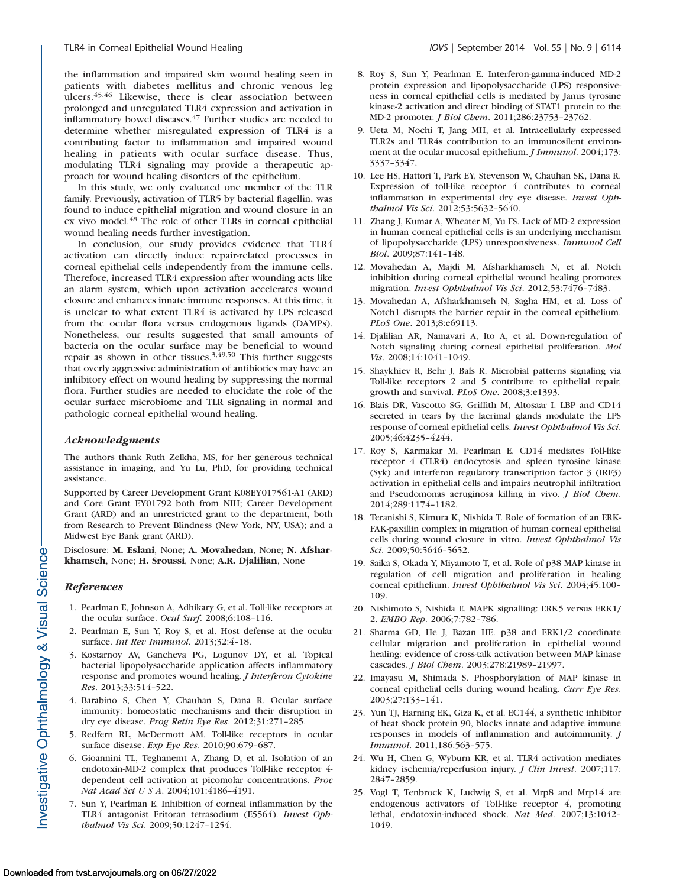the inflammation and impaired skin wound healing seen in patients with diabetes mellitus and chronic venous leg ulcers.[45,46] Likewise, there is clear association between prolonged and unregulated TLR4 expression and activation in inflammatory bowel diseases.[47] Further studies are needed to determine whether misregulated expression of TLR4 is a contributing factor to inflammation and impaired wound healing in patients with ocular surface disease. Thus, modulating TLR4 signaling may provide a therapeutic approach for wound healing disorders of the epithelium.

In this study, we only evaluated one member of the TLR family. Previously, activation of TLR5 by bacterial flagellin, was found to induce epithelial migration and wound closure in an ex vivo model.[48] The role of other TLRs in corneal epithelial wound healing needs further investigation.

In conclusion, our study provides evidence that TLR4 activation can directly induce repair-related processes in corneal epithelial cells independently from the immune cells. Therefore, increased TLR4 expression after wounding acts like an alarm system, which upon activation accelerates wound closure and enhances innate immune responses. At this time, it is unclear to what extent TLR4 is activated by LPS released from the ocular flora versus endogenous ligands (DAMPs). Nonetheless, our results suggested that small amounts of bacteria on the ocular surface may be beneficial to wound repair as shown in other tissues.[3,49,50] This further suggests that overly aggressive administration of antibiotics may have an inhibitory effect on wound healing by suppressing the normal flora. Further studies are needed to elucidate the role of the ocular surface microbiome and TLR signaling in normal and pathologic corneal epithelial wound healing.

### *Acknowledgments*

The authors thank Ruth Zelkha, MS, for her generous technical assistance in imaging, and Yu Lu, PhD, for providing technical assistance.

Supported by Career Development Grant K08EY017561-A1 (ARD) and Core Grant EY01792 both from NIH; Career Development Grant (ARD) and an unrestricted grant to the department, both from Research to Prevent Blindness (New York, NY, USA); and a Midwest Eye Bank grant (ARD).

Disclosure: **M. Eslani**, None; **A. Movahedan**, None; **N. Afsharkhamseh**, None; **H. Sroussi**, None; **A.R. Djalilian**, None

### *References*

1. Pearlman E, Johnson A, Adhikary G, et al. Toll-like receptors at the ocular surface. *Ocul Surf*. 2008;6:108–116.
2. Pearlman E, Sun Y, Roy S, et al. Host defense at the ocular surface. *Int Rev Immunol*. 2013;32:4–18.
3. Kostarnoy AV, Gancheva PG, Logunov DY, et al. Topical bacterial lipopolysaccharide application affects inflammatory response and promotes wound healing. *J Interferon Cytokine Res*. 2013;33:514–522.
4. Barabino S, Chen Y, Chauhan S, Dana R. Ocular surface immunity: homeostatic mechanisms and their disruption in dry eye disease. *Prog Retin Eye Res*. 2012;31:271–285.
5. Redfern RL, McDermott AM. Toll-like receptors in ocular surface disease. *Exp Eye Res*. 2010;90:679–687.
6. Gioannini TL, Teghanemt A, Zhang D, et al. Isolation of an endotoxin-MD-2 complex that produces Toll-like receptor 4-dependent cell activation at picomolar concentrations. *Proc Nat Acad Sci U S A*. 2004;101:4186–4191.
7. Sun Y, Pearlman E. Inhibition of corneal inflammation by the TLR4 antagonist Eritoran tetrasodium (E5564). *Invest Ophthalmol Vis Sci*. 2009;50:1247–1254.
8. Roy S, Sun Y, Pearlman E. Interferon-gamma-induced MD-2 protein expression and lipopolysaccharide (LPS) responsiveness in corneal epithelial cells is mediated by Janus tyrosine kinase-2 activation and direct binding of STAT1 protein to the MD-2 promoter. *J Biol Chem*. 2011;286:23753–23762.
9. Ueta M, Nochi T, Jang MH, et al. Intracellularly expressed TLR2s and TLR4s contribution to an immunosilent environment at the ocular mucosal epithelium. *J Immunol*. 2004;173:3337–3347.
10. Lee HS, Hattori T, Park EY, Stevenson W, Chauhan SK, Dana R. Expression of toll-like receptor 4 contributes to corneal inflammation in experimental dry eye disease. *Invest Ophthalmol Vis Sci*. 2012;53:5632–5640.
11. Zhang J, Kumar A, Wheater M, Yu FS. Lack of MD-2 expression in human corneal epithelial cells is an underlying mechanism of lipopolysaccharide (LPS) unresponsiveness. *Immunol Cell Biol*. 2009;87:141–148.
12. Movahedan A, Majdi M, Afsharkhamseh N, et al. Notch inhibition during corneal epithelial wound healing promotes migration. *Invest Ophthalmol Vis Sci*. 2012;53:7476–7483.
13. Movahedan A, Afsharkhamseh N, Sagha HM, et al. Loss of Notch1 disrupts the barrier repair in the corneal epithelium. *PLoS One*. 2013;8:e69113.
14. Djalilian AR, Namavari A, Ito A, et al. Down-regulation of Notch signaling during corneal epithelial proliferation. *Mol Vis*. 2008;14:1041–1049.
15. Shaykhiev R, Behr J, Bals R. Microbial patterns signaling via Toll-like receptors 2 and 5 contribute to epithelial repair, growth and survival. *PLoS One*. 2008;3:e1393.
16. Blais DR, Vascotto SG, Griffith M, Altosaar I. LBP and CD14 secreted in tears by the lacrimal glands modulate the LPS response of corneal epithelial cells. *Invest Ophthalmol Vis Sci*. 2005;46:4235–4244.
17. Roy S, Karmakar M, Pearlman E. CD14 mediates Toll-like receptor 4 (TLR4) endocytosis and spleen tyrosine kinase (Syk) and interferon regulatory transcription factor 3 (IRF3) activation in epithelial cells and impairs neutrophil infiltration and Pseudomonas aeruginosa killing in vivo. *J Biol Chem*. 2014;289:1174–1182.
18. Teranishi S, Kimura K, Nishida T. Role of formation of an ERK-FAK-paxillin complex in migration of human corneal epithelial cells during wound closure in vitro. *Invest Ophthalmol Vis Sci*. 2009;50:5646–5652.
19. Saika S, Okada Y, Miyamoto T, et al. Role of p38 MAP kinase in regulation of cell migration and proliferation in healing corneal epithelium. *Invest Ophthalmol Vis Sci*. 2004;45:100–109.
20. Nishimoto S, Nishida E. MAPK signalling: ERK5 versus ERK1/2. *EMBO Rep*. 2006;7:782–786.
21. Sharma GD, He J, Bazan HE. p38 and ERK1/2 coordinate cellular migration and proliferation in epithelial wound healing: evidence of cross-talk activation between MAP kinase cascades. *J Biol Chem*. 2003;278:21989–21997.
22. Imayasu M, Shimada S. Phosphorylation of MAP kinase in corneal epithelial cells during wound healing. *Curr Eye Res*. 2003;27:133–141.
23. Yun TJ, Harning EK, Giza K, et al. EC144, a synthetic inhibitor of heat shock protein 90, blocks innate and adaptive immune responses in models of inflammation and autoimmunity. *J Immunol*. 2011;186:563–575.
24. Wu H, Chen G, Wyburn KR, et al. TLR4 activation mediates kidney ischemia/reperfusion injury. *J Clin Invest*. 2007;117:2847–2859.
25. Vogl T, Tenbrock K, Ludwig S, et al. Mrp8 and Mrp14 are endogenous activators of Toll-like receptor 4, promoting lethal, endotoxin-induced shock. *Nat Med*. 2007;13:1042–1049.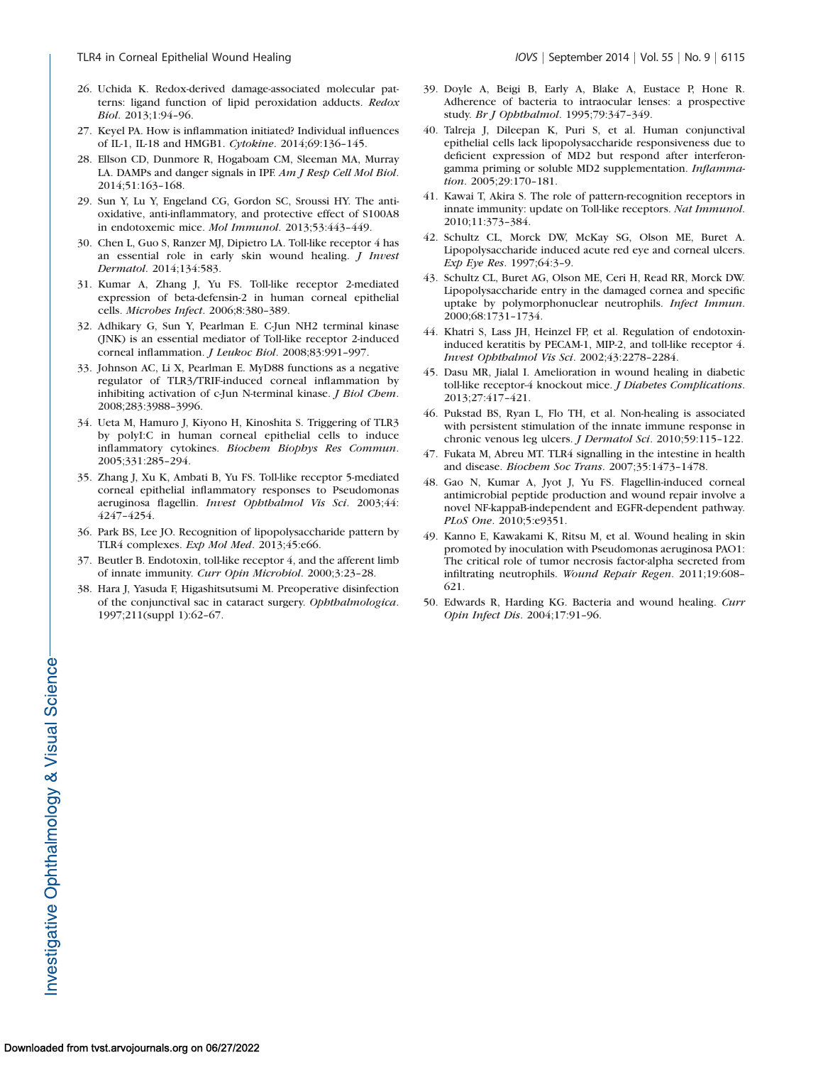26. Uchida K. Redox-derived damage-associated molecular patterns: ligand function of lipid peroxidation adducts. *Redox Biol*. 2013;1:94–96.
27. Keyel PA. How is inflammation initiated? Individual influences of IL-1, IL-18 and HMGB1. *Cytokine*. 2014;69:136–145.
28. Ellson CD, Dunmore R, Hogaboam CM, Sleeman MA, Murray LA. DAMPs and danger signals in IPF. *Am J Resp Cell Mol Biol*. 2014;51:163–168.
29. Sun Y, Lu Y, Engeland CG, Gordon SC, Sroussi HY. The anti-oxidative, anti-inflammatory, and protective effect of S100A8 in endotoxemic mice. *Mol Immunol*. 2013;53:443–449.
30. Chen L, Guo S, Ranzer MJ, Dipietro LA. Toll-like receptor 4 has an essential role in early skin wound healing. *J Invest Dermatol*. 2014;134:583.
31. Kumar A, Zhang J, Yu FS. Toll-like receptor 2-mediated expression of beta-defensin-2 in human corneal epithelial cells. *Microbes Infect*. 2006;8:380–389.
32. Adhikary G, Sun Y, Pearlman E. C-Jun NH2 terminal kinase (JNK) is an essential mediator of Toll-like receptor 2-induced corneal inflammation. *J Leukoc Biol*. 2008;83:991–997.
33. Johnson AC, Li X, Pearlman E. MyD88 functions as a negative regulator of TLR3/TRIF-induced corneal inflammation by inhibiting activation of c-Jun N-terminal kinase. *J Biol Chem*. 2008;283:3988–3996.
34. Ueta M, Hamuro J, Kiyono H, Kinoshita S. Triggering of TLR3 by polyI:C in human corneal epithelial cells to induce inflammatory cytokines. *Biochem Biophys Res Commun*. 2005;331:285–294.
35. Zhang J, Xu K, Ambati B, Yu FS. Toll-like receptor 5-mediated corneal epithelial inflammatory responses to Pseudomonas aeruginosa flagellin. *Invest Ophthalmol Vis Sci*. 2003;44:4247–4254.
36. Park BS, Lee JO. Recognition of lipopolysaccharide pattern by TLR4 complexes. *Exp Mol Med*. 2013;45:e66.
37. Beutler B. Endotoxin, toll-like receptor 4, and the afferent limb of innate immunity. *Curr Opin Microbiol*. 2000;3:23–28.
38. Hara J, Yasuda F, Higashitsutsumi M. Preoperative disinfection of the conjunctival sac in cataract surgery. *Ophthalmologica*. 1997;211(suppl 1):62–67.
39. Doyle A, Beigi B, Early A, Blake A, Eustace P, Hone R. Adherence of bacteria to intraocular lenses: a prospective study. *Br J Ophthalmol*. 1995;79:347–349.
40. Talreja J, Dileepan K, Puri S, et al. Human conjunctival epithelial cells lack lipopolysaccharide responsiveness due to deficient expression of MD2 but respond after interferon-gamma priming or soluble MD2 supplementation. *Inflammation*. 2005;29:170–181.
41. Kawai T, Akira S. The role of pattern-recognition receptors in innate immunity: update on Toll-like receptors. *Nat Immunol*. 2010;11:373–384.
42. Schultz CL, Morck DW, McKay SG, Olson ME, Buret A. Lipopolysaccharide induced acute red eye and corneal ulcers. *Exp Eye Res*. 1997;64:3–9.
43. Schultz CL, Buret AG, Olson ME, Ceri H, Read RR, Morck DW. Lipopolysaccharide entry in the damaged cornea and specific uptake by polymorphonuclear neutrophils. *Infect Immun*. 2000;68:1731–1734.
44. Khatri S, Lass JH, Heinzel FP, et al. Regulation of endotoxin-induced keratitis by PECAM-1, MIP-2, and toll-like receptor 4. *Invest Ophthalmol Vis Sci*. 2002;43:2278–2284.
45. Dasu MR, Jialal I. Amelioration in wound healing in diabetic toll-like receptor-4 knockout mice. *J Diabetes Complications*. 2013;27:417–421.
46. Pukstad BS, Ryan L, Flo TH, et al. Non-healing is associated with persistent stimulation of the innate immune response in chronic venous leg ulcers. *J Dermatol Sci*. 2010;59:115–122.
47. Fukata M, Abreu MT. TLR4 signalling in the intestine in health and disease. *Biochem Soc Trans*. 2007;35:1473–1478.
48. Gao N, Kumar A, Jyot J, Yu FS. Flagellin-induced corneal antimicrobial peptide production and wound repair involve a novel NF-kappaB-independent and EGFR-dependent pathway. *PLoS One*. 2010;5:e9351.
49. Kanno E, Kawakami K, Ritsu M, et al. Wound healing in skin promoted by inoculation with Pseudomonas aeruginosa PAO1: The critical role of tumor necrosis factor-alpha secreted from infiltrating neutrophils. *Wound Repair Regen*. 2011;19:608–621.
50. Edwards R, Harding KG. Bacteria and wound healing. *Curr Opin Infect Dis*. 2004;17:91–96.